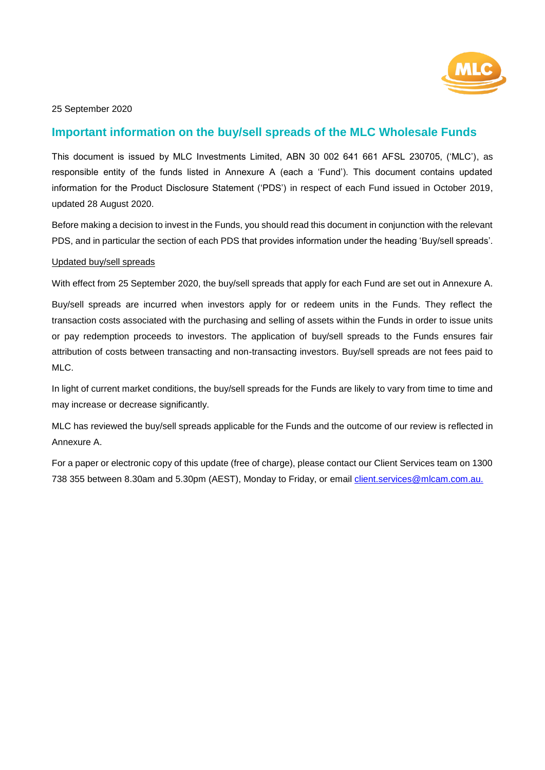25 September 2020

## Important information on the buy/sell spreads of the MLC Wholesale Funds

This document is issued by MLC Investments Limited, ABN 30 002 641 661 AFSL 230705, ('MLC'), as responsible entity of the funds listed in Annexure A (each a 'Fund'). This document contains updated information for the Product Disclosure Statement ('PDS') in respect of each Fund issued in October 2019, updated 28 August 2020.

Before making a decision to invest in the Funds, you should read this document in conjunction with the relevant PDS, and in particular the section of each PDS that provides information under the heading 'Buy/sell spreads'.

Updated buy/sell spreads

With effect from 25 September 2020, the buy/sell spreads that apply for each Fund are set out in Annexure A.

Buy/sell spreads are incurred when investors apply for or redeem units in the Funds. They reflect the transaction costs associated with the purchasing and selling of assets within the Funds in order to issue units or pay redemption proceeds to investors. The application of buy/sell spreads to the Funds ensures fair attribution of costs between transacting and non-transacting investors. Buy/sell spreads are not fees paid to MLC.

In light of current market conditions, the buy/sell spreads for the Funds are likely to vary from time to time and may increase or decrease significantly.

MLC has reviewed the buy/sell spreads applicable for the Funds and the outcome of our review is reflected in Annexure A.

For a paper or electronic copy of this update (free of charge), please contact our Client Services team on 1300 738 355 between 8.30am and 5.30pm (AEST), Monday to Friday, or email client.services@mlcam.com.au.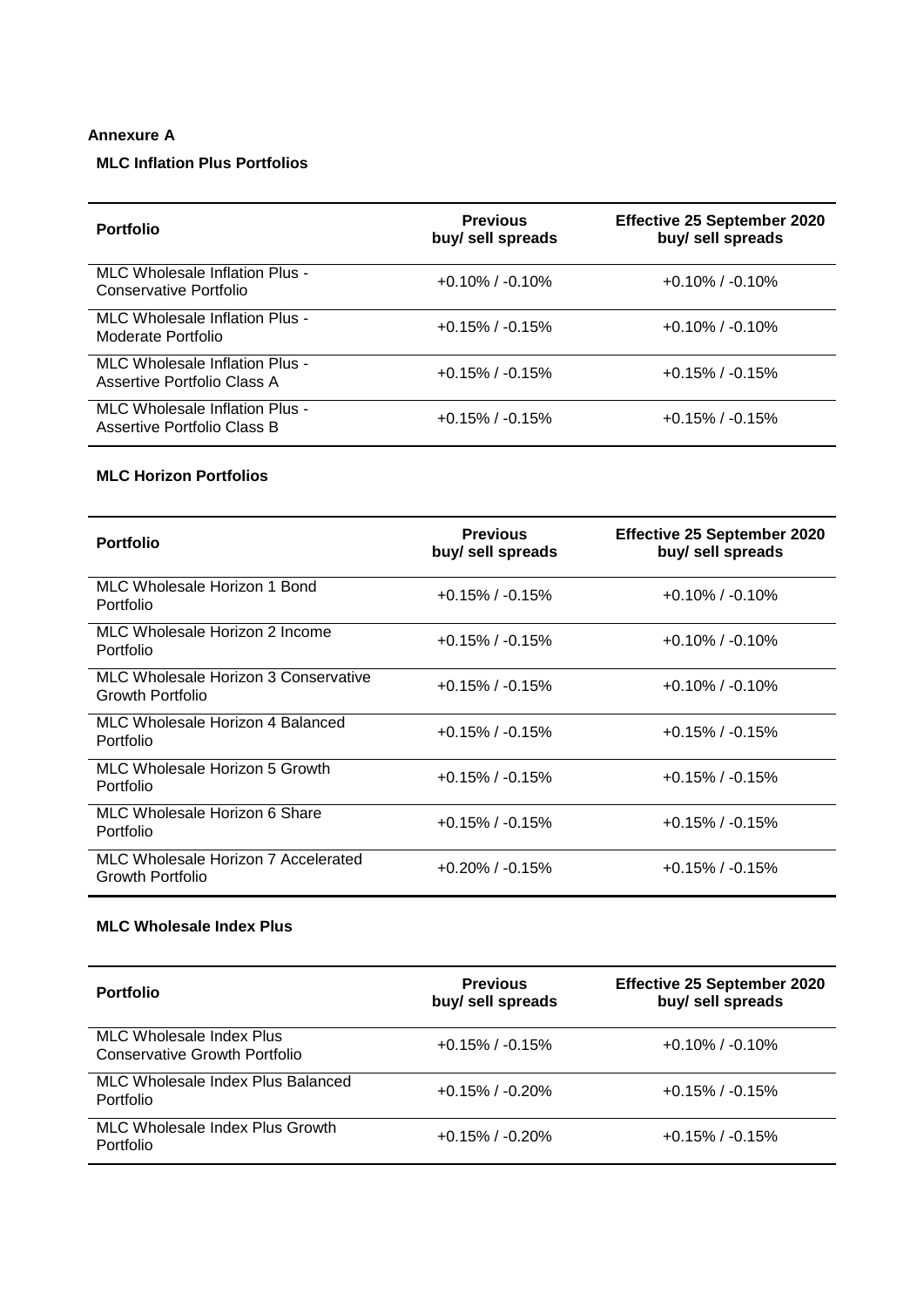## Annexure A

### MLC Inflation Plus Portfolios

| Portfolio | Previous buy/ sell spreads | Effective 25 September 2020 buy/ sell spreads |
|---|---|---|
| MLC Wholesale Inflation Plus - Conservative Portfolio | +0.10% / -0.10% | +0.10% / -0.10% |
| MLC Wholesale Inflation Plus - Moderate Portfolio | +0.15% / -0.15% | +0.10% / -0.10% |
| MLC Wholesale Inflation Plus - Assertive Portfolio Class A | +0.15% / -0.15% | +0.15% / -0.15% |
| MLC Wholesale Inflation Plus - Assertive Portfolio Class B | +0.15% / -0.15% | +0.15% / -0.15% |

### MLC Horizon Portfolios

| Portfolio | Previous buy/ sell spreads | Effective 25 September 2020 buy/ sell spreads |
|---|---|---|
| MLC Wholesale Horizon 1 Bond Portfolio | +0.15% / -0.15% | +0.10% / -0.10% |
| MLC Wholesale Horizon 2 Income Portfolio | +0.15% / -0.15% | +0.10% / -0.10% |
| MLC Wholesale Horizon 3 Conservative Growth Portfolio | +0.15% / -0.15% | +0.10% / -0.10% |
| MLC Wholesale Horizon 4 Balanced Portfolio | +0.15% / -0.15% | +0.15% / -0.15% |
| MLC Wholesale Horizon 5 Growth Portfolio | +0.15% / -0.15% | +0.15% / -0.15% |
| MLC Wholesale Horizon 6 Share Portfolio | +0.15% / -0.15% | +0.15% / -0.15% |
| MLC Wholesale Horizon 7 Accelerated Growth Portfolio | +0.20% / -0.15% | +0.15% / -0.15% |

### MLC Wholesale Index Plus

| Portfolio | Previous buy/ sell spreads | Effective 25 September 2020 buy/ sell spreads |
|---|---|---|
| MLC Wholesale Index Plus Conservative Growth Portfolio | +0.15% / -0.15% | +0.10% / -0.10% |
| MLC Wholesale Index Plus Balanced Portfolio | +0.15% / -0.20% | +0.15% / -0.15% |
| MLC Wholesale Index Plus Growth Portfolio | +0.15% / -0.20% | +0.15% / -0.15% |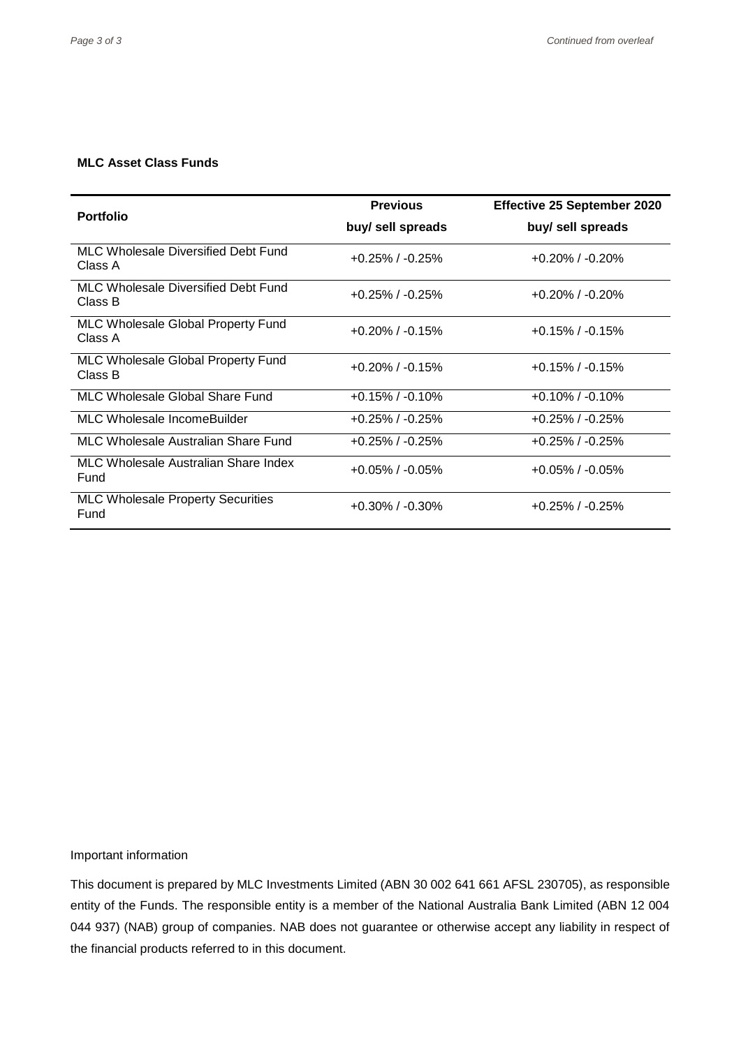### MLC Asset Class Funds

| Portfolio | Previous buy/ sell spreads | Effective 25 September 2020 buy/ sell spreads |
|---|---|---|
| MLC Wholesale Diversified Debt Fund Class A | +0.25% / -0.25% | +0.20% / -0.20% |
| MLC Wholesale Diversified Debt Fund Class B | +0.25% / -0.25% | +0.20% / -0.20% |
| MLC Wholesale Global Property Fund Class A | +0.20% / -0.15% | +0.15% / -0.15% |
| MLC Wholesale Global Property Fund Class B | +0.20% / -0.15% | +0.15% / -0.15% |
| MLC Wholesale Global Share Fund | +0.15% / -0.10% | +0.10% / -0.10% |
| MLC Wholesale IncomeBuilder | +0.25% / -0.25% | +0.25% / -0.25% |
| MLC Wholesale Australian Share Fund | +0.25% / -0.25% | +0.25% / -0.25% |
| MLC Wholesale Australian Share Index Fund | +0.05% / -0.05% | +0.05% / -0.05% |
| MLC Wholesale Property Securities Fund | +0.30% / -0.30% | +0.25% / -0.25% |

Important information

This document is prepared by MLC Investments Limited (ABN 30 002 641 661 AFSL 230705), as responsible entity of the Funds. The responsible entity is a member of the National Australia Bank Limited (ABN 12 004 044 937) (NAB) group of companies. NAB does not guarantee or otherwise accept any liability in respect of the financial products referred to in this document.